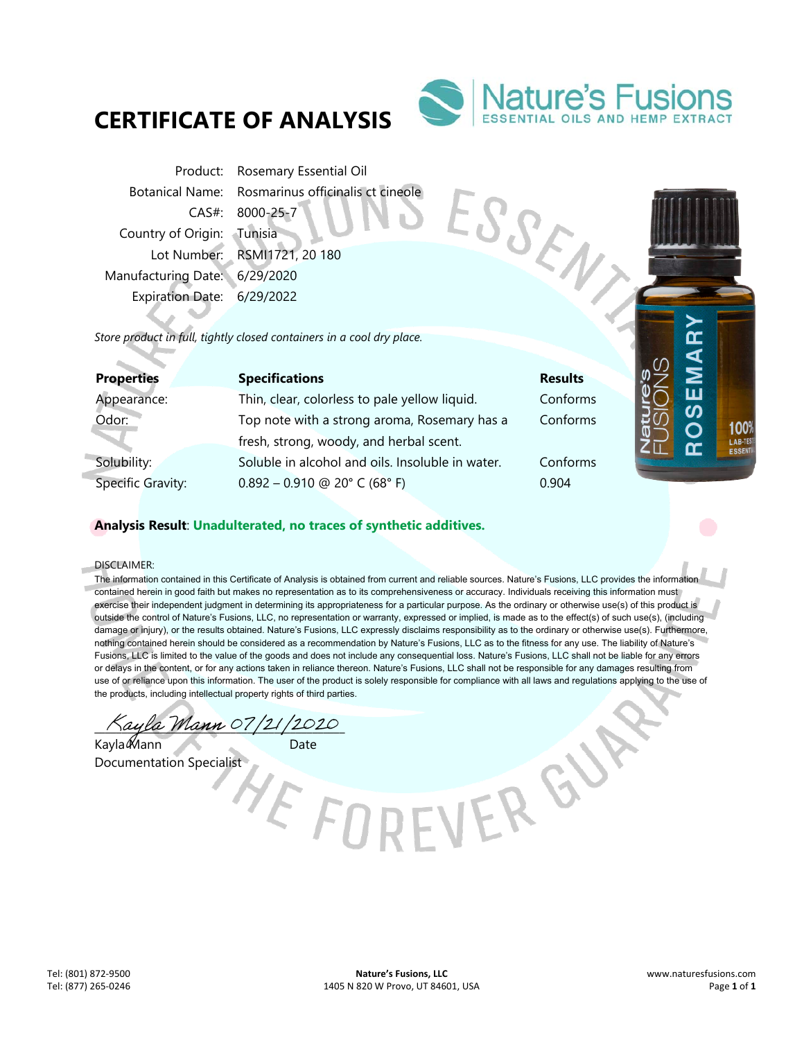# CERTIFICATE OF ANALYSIS

Nature's Fusions
ESSENTIAL OILS AND HEMP EXTRACT

| | |
|---|---|
| Product: | Rosemary Essential Oil |
| Botanical Name: | Rosmarinus officinalis ct cineole |
| CAS#: | 8000-25-7 |
| Country of Origin: | Tunisia |
| Lot Number: | RSMI1721, 20 180 |
| Manufacturing Date: | 6/29/2020 |
| Expiration Date: | 6/29/2022 |

*Store product in full, tightly closed containers in a cool dry place.*

| Properties | Specifications | Results |
|---|---|---|
| Appearance: | Thin, clear, colorless to pale yellow liquid. | Conforms |
| Odor: | Top note with a strong aroma, Rosemary has a fresh, strong, woody, and herbal scent. | Conforms |
| Solubility: | Soluble in alcohol and oils. Insoluble in water. | Conforms |
| Specific Gravity: | 0.892 – 0.910 @ 20° C (68° F) | 0.904 |

**Analysis Result**: **Unadulterated, no traces of synthetic additives.**

DISCLAIMER:
The information contained in this Certificate of Analysis is obtained from current and reliable sources. Nature's Fusions, LLC provides the information contained herein in good faith but makes no representation as to its comprehensiveness or accuracy. Individuals receiving this information must exercise their independent judgment in determining its appropriateness for a particular purpose. As the ordinary or otherwise use(s) of this product is outside the control of Nature's Fusions, LLC, no representation or warranty, expressed or implied, is made as to the effect(s) of such use(s), (including damage or injury), or the results obtained. Nature's Fusions, LLC expressly disclaims responsibility as to the ordinary or otherwise use(s). Furthermore, nothing contained herein should be considered as a recommendation by Nature's Fusions, LLC as to the fitness for any use. The liability of Nature's Fusions, LLC is limited to the value of the goods and does not include any consequential loss. Nature's Fusions, LLC shall not be liable for any errors or delays in the content, or for any actions taken in reliance thereon. Nature's Fusions, LLC shall not be responsible for any damages resulting from use of or reliance upon this information. The user of the product is solely responsible for compliance with all laws and regulations applying to the use of the products, including intellectual property rights of third parties.

Kayla Mann 07/21/2020

Kayla Mann — Date
Documentation Specialist

Tel: (801) 872-9500
Tel: (877) 265-0246

**Nature's Fusions, LLC**
1405 N 820 W Provo, UT 84601, USA

www.naturesfusions.com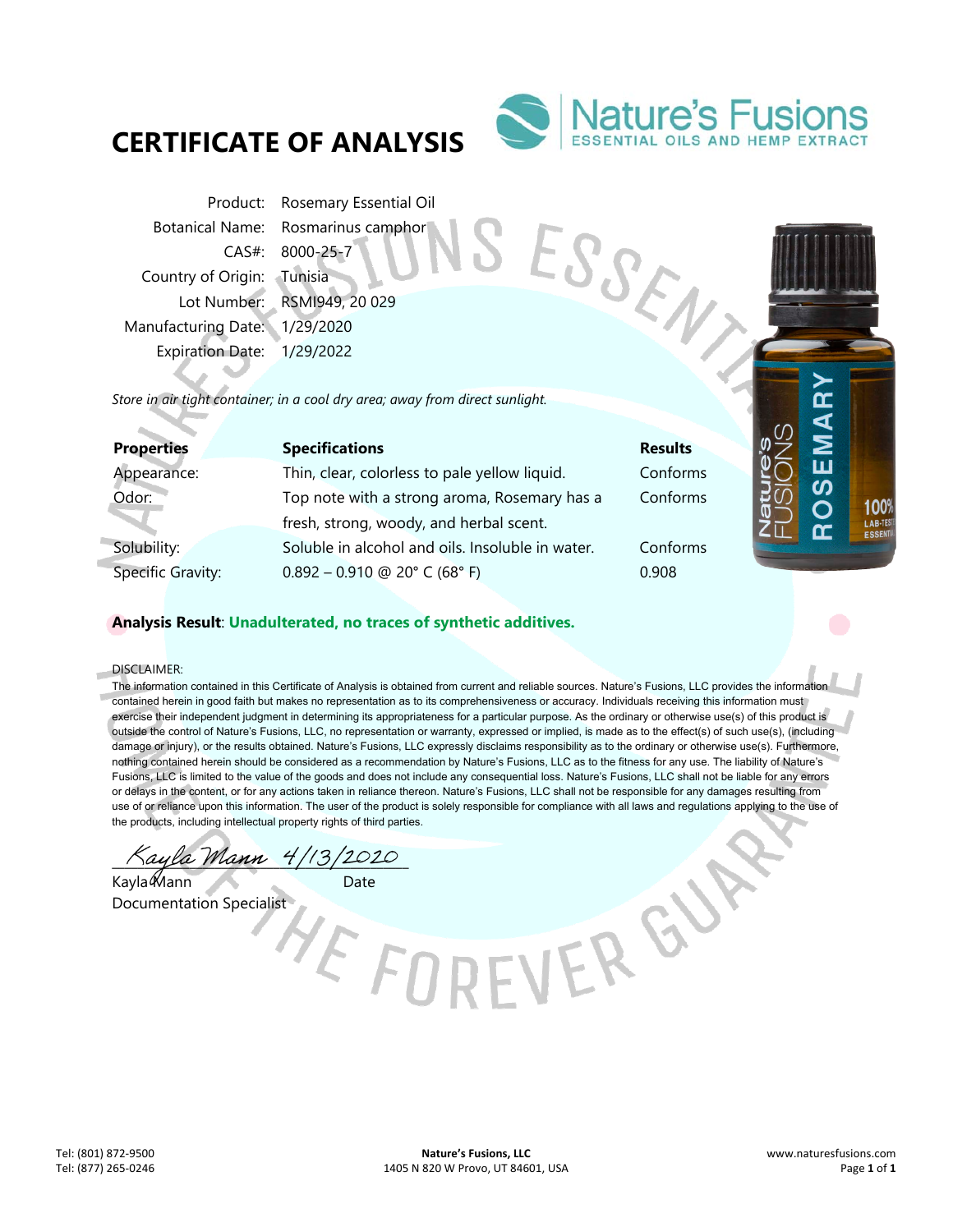# CERTIFICATE OF ANALYSIS

Nature's Fusions
ESSENTIAL OILS AND HEMP EXTRACT

| | |
|---|---|
| Product: | Rosemary Essential Oil |
| Botanical Name: | Rosmarinus camphor |
| CAS#: | 8000-25-7 |
| Country of Origin: | Tunisia |
| Lot Number: | RSMI949, 20 029 |
| Manufacturing Date: | 1/29/2020 |
| Expiration Date: | 1/29/2022 |

*Store in air tight container; in a cool dry area; away from direct sunlight.*

| **Properties** | **Specifications** | **Results** |
|---|---|---|
| Appearance: | Thin, clear, colorless to pale yellow liquid. | Conforms |
| Odor: | Top note with a strong aroma, Rosemary has a fresh, strong, woody, and herbal scent. | Conforms |
| Solubility: | Soluble in alcohol and oils. Insoluble in water. | Conforms |
| Specific Gravity: | 0.892 – 0.910 @ 20° C (68° F) | 0.908 |

**Analysis Result**: **Unadulterated, no traces of synthetic additives.**

DISCLAIMER:
The information contained in this Certificate of Analysis is obtained from current and reliable sources. Nature's Fusions, LLC provides the information contained herein in good faith but makes no representation as to its comprehensiveness or accuracy. Individuals receiving this information must exercise their independent judgment in determining its appropriateness for a particular purpose. As the ordinary or otherwise use(s) of this product is outside the control of Nature's Fusions, LLC, no representation or warranty, expressed or implied, is made as to the effect(s) of such use(s), (including damage or injury), or the results obtained. Nature's Fusions, LLC expressly disclaims responsibility as to the ordinary or otherwise use(s). Furthermore, nothing contained herein should be considered as a recommendation by Nature's Fusions, LLC as to the fitness for any use. The liability of Nature's Fusions, LLC is limited to the value of the goods and does not include any consequential loss. Nature's Fusions, LLC shall not be liable for any errors or delays in the content, or for any actions taken in reliance thereon. Nature's Fusions, LLC shall not be responsible for any damages resulting from use of or reliance upon this information. The user of the product is solely responsible for compliance with all laws and regulations applying to the use of the products, including intellectual property rights of third parties.

*Kayla Mann* 4/13/2020

Kayla Mann — Date

Documentation Specialist

Tel: (801) 872-9500
Tel: (877) 265-0246

**Nature's Fusions, LLC**
1405 N 820 W Provo, UT 84601, USA

www.naturesfusions.com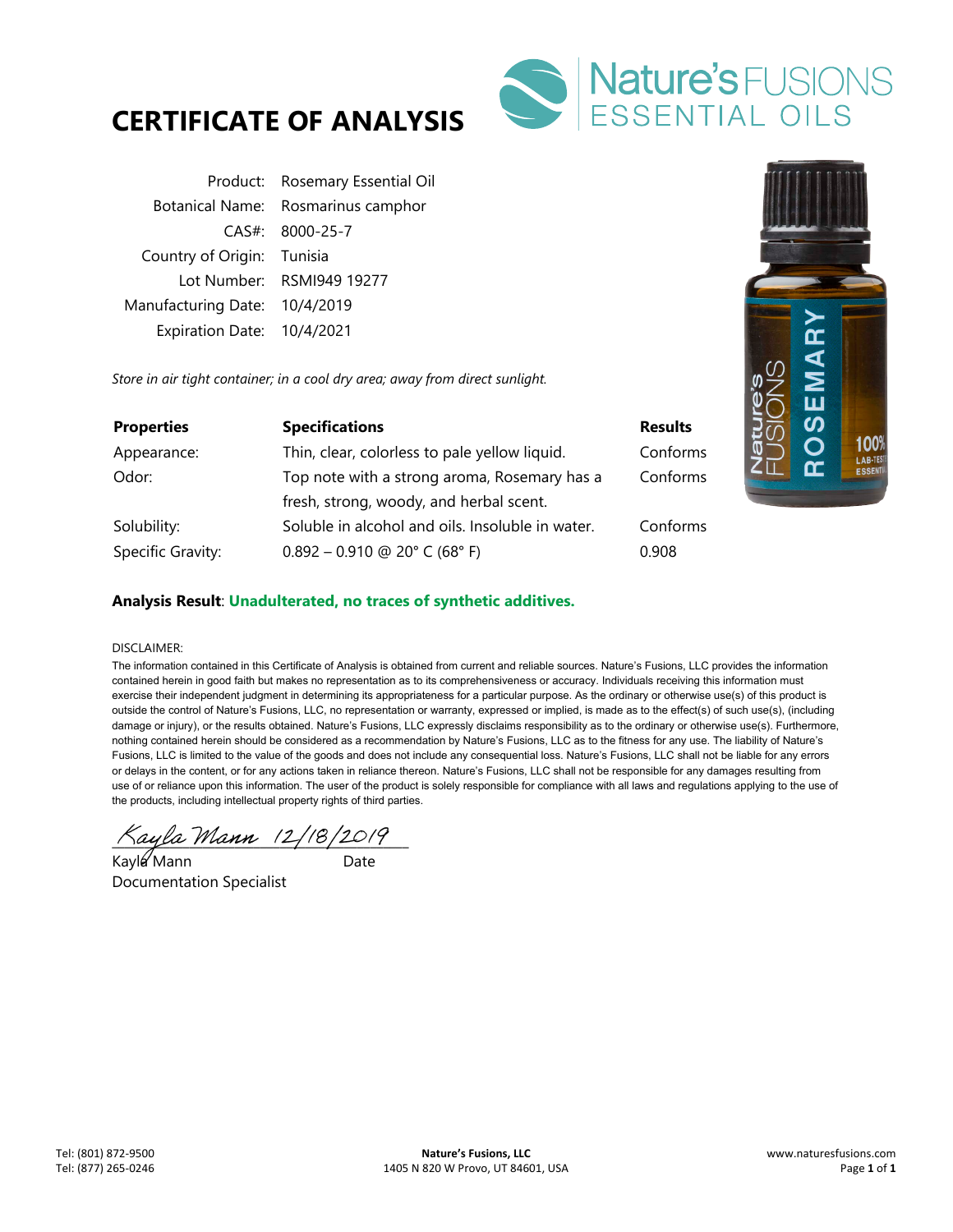# CERTIFICATE OF ANALYSIS

Nature's FUSIONS ESSENTIAL OILS

| | |
|---|---|
| Product: | Rosemary Essential Oil |
| Botanical Name: | Rosmarinus camphor |
| CAS#: | 8000-25-7 |
| Country of Origin: | Tunisia |
| Lot Number: | RSMI949 19277 |
| Manufacturing Date: | 10/4/2019 |
| Expiration Date: | 10/4/2021 |

*Store in air tight container; in a cool dry area; away from direct sunlight.*

| **Properties** | **Specifications** | **Results** |
|---|---|---|
| Appearance: | Thin, clear, colorless to pale yellow liquid. | Conforms |
| Odor: | Top note with a strong aroma, Rosemary has a fresh, strong, woody, and herbal scent. | Conforms |
| Solubility: | Soluble in alcohol and oils. Insoluble in water. | Conforms |
| Specific Gravity: | 0.892 – 0.910 @ 20° C (68° F) | 0.908 |

**Analysis Result**: **Unadulterated, no traces of synthetic additives.**

DISCLAIMER:

The information contained in this Certificate of Analysis is obtained from current and reliable sources. Nature's Fusions, LLC provides the information contained herein in good faith but makes no representation as to its comprehensiveness or accuracy. Individuals receiving this information must exercise their independent judgment in determining its appropriateness for a particular purpose. As the ordinary or otherwise use(s) of this product is outside the control of Nature's Fusions, LLC, no representation or warranty, expressed or implied, is made as to the effect(s) of such use(s), (including damage or injury), or the results obtained. Nature's Fusions, LLC expressly disclaims responsibility as to the ordinary or otherwise use(s). Furthermore, nothing contained herein should be considered as a recommendation by Nature's Fusions, LLC as to the fitness for any use. The liability of Nature's Fusions, LLC is limited to the value of the goods and does not include any consequential loss. Nature's Fusions, LLC shall not be liable for any errors or delays in the content, or for any actions taken in reliance thereon. Nature's Fusions, LLC shall not be responsible for any damages resulting from use of or reliance upon this information. The user of the product is solely responsible for compliance with all laws and regulations applying to the use of the products, including intellectual property rights of third parties.

Kayla Mann 12/18/2019

Kayla Mann — Date

Documentation Specialist

Tel: (801) 872-9500
Tel: (877) 265-0246

**Nature's Fusions, LLC**
1405 N 820 W Provo, UT 84601, USA

www.naturesfusions.com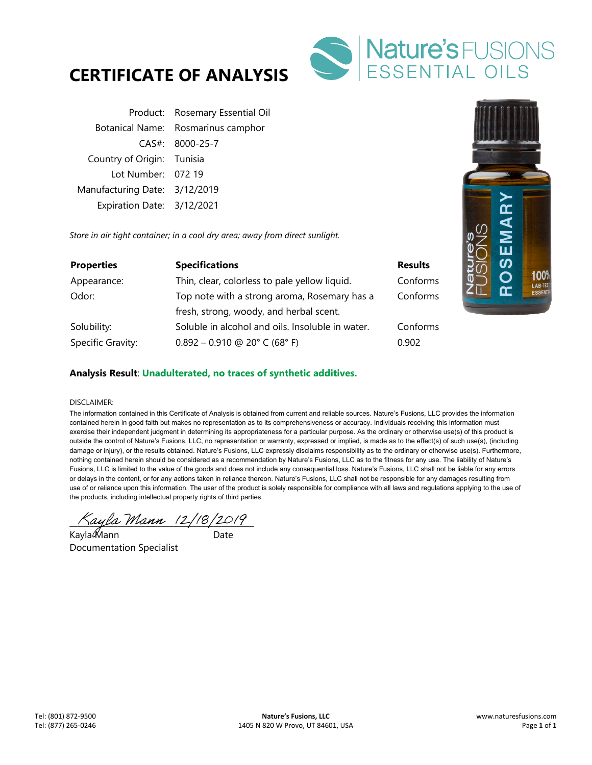# CERTIFICATE OF ANALYSIS

Nature's FUSIONS ESSENTIAL OILS

| | |
|---|---|
| Product: | Rosemary Essential Oil |
| Botanical Name: | Rosmarinus camphor |
| CAS#: | 8000-25-7 |
| Country of Origin: | Tunisia |
| Lot Number: | 072 19 |
| Manufacturing Date: | 3/12/2019 |
| Expiration Date: | 3/12/2021 |

*Store in air tight container; in a cool dry area; away from direct sunlight.*

| **Properties** | **Specifications** | **Results** |
|---|---|---|
| Appearance: | Thin, clear, colorless to pale yellow liquid. | Conforms |
| Odor: | Top note with a strong aroma, Rosemary has a fresh, strong, woody, and herbal scent. | Conforms |
| Solubility: | Soluble in alcohol and oils. Insoluble in water. | Conforms |
| Specific Gravity: | 0.892 – 0.910 @ 20° C (68° F) | 0.902 |

**Analysis Result**: **Unadulterated, no traces of synthetic additives.**

DISCLAIMER:

The information contained in this Certificate of Analysis is obtained from current and reliable sources. Nature's Fusions, LLC provides the information contained herein in good faith but makes no representation as to its comprehensiveness or accuracy. Individuals receiving this information must exercise their independent judgment in determining its appropriateness for a particular purpose. As the ordinary or otherwise use(s) of this product is outside the control of Nature's Fusions, LLC, no representation or warranty, expressed or implied, is made as to the effect(s) of such use(s), (including damage or injury), or the results obtained. Nature's Fusions, LLC expressly disclaims responsibility as to the ordinary or otherwise use(s). Furthermore, nothing contained herein should be considered as a recommendation by Nature's Fusions, LLC as to the fitness for any use. The liability of Nature's Fusions, LLC is limited to the value of the goods and does not include any consequential loss. Nature's Fusions, LLC shall not be liable for any errors or delays in the content, or for any actions taken in reliance thereon. Nature's Fusions, LLC shall not be responsible for any damages resulting from use of or reliance upon this information. The user of the product is solely responsible for compliance with all laws and regulations applying to the use of the products, including intellectual property rights of third parties.

*Kayla Mann 12/18/2019*

Kayla Mann — Date

Documentation Specialist

Tel: (801) 872-9500
Tel: (877) 265-0246

**Nature's Fusions, LLC**
1405 N 820 W Provo, UT 84601, USA

www.naturesfusions.com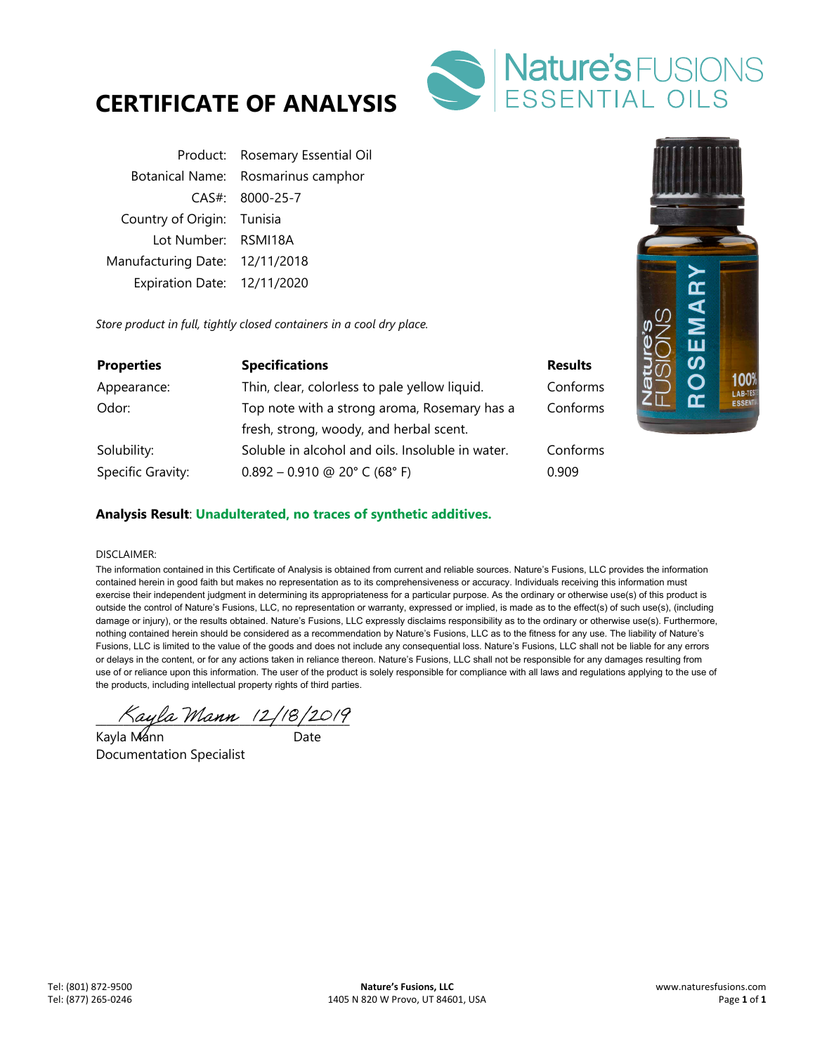# CERTIFICATE OF ANALYSIS

Nature's FUSIONS ESSENTIAL OILS

| | |
|---|---|
| Product: | Rosemary Essential Oil |
| Botanical Name: | Rosmarinus camphor |
| CAS#: | 8000-25-7 |
| Country of Origin: | Tunisia |
| Lot Number: | RSMI18A |
| Manufacturing Date: | 12/11/2018 |
| Expiration Date: | 12/11/2020 |

*Store product in full, tightly closed containers in a cool dry place.*

| Properties | Specifications | Results |
|---|---|---|
| Appearance: | Thin, clear, colorless to pale yellow liquid. | Conforms |
| Odor: | Top note with a strong aroma, Rosemary has a fresh, strong, woody, and herbal scent. | Conforms |
| Solubility: | Soluble in alcohol and oils. Insoluble in water. | Conforms |
| Specific Gravity: | 0.892 – 0.910 @ 20° C (68° F) | 0.909 |

**Analysis Result**: **Unadulterated, no traces of synthetic additives.**

DISCLAIMER:

The information contained in this Certificate of Analysis is obtained from current and reliable sources. Nature's Fusions, LLC provides the information contained herein in good faith but makes no representation as to its comprehensiveness or accuracy. Individuals receiving this information must exercise their independent judgment in determining its appropriateness for a particular purpose. As the ordinary or otherwise use(s) of this product is outside the control of Nature's Fusions, LLC, no representation or warranty, expressed or implied, is made as to the effect(s) of such use(s), (including damage or injury), or the results obtained. Nature's Fusions, LLC expressly disclaims responsibility as to the ordinary or otherwise use(s). Furthermore, nothing contained herein should be considered as a recommendation by Nature's Fusions, LLC as to the fitness for any use. The liability of Nature's Fusions, LLC is limited to the value of the goods and does not include any consequential loss. Nature's Fusions, LLC shall not be liable for any errors or delays in the content, or for any actions taken in reliance thereon. Nature's Fusions, LLC shall not be responsible for any damages resulting from use of or reliance upon this information. The user of the product is solely responsible for compliance with all laws and regulations applying to the use of the products, including intellectual property rights of third parties.

*Kayla Mann 12/18/2019*

Kayla Mann — Date

Documentation Specialist

Tel: (801) 872-9500
Tel: (877) 265-0246

**Nature's Fusions, LLC**
1405 N 820 W Provo, UT 84601, USA

www.naturesfusions.com